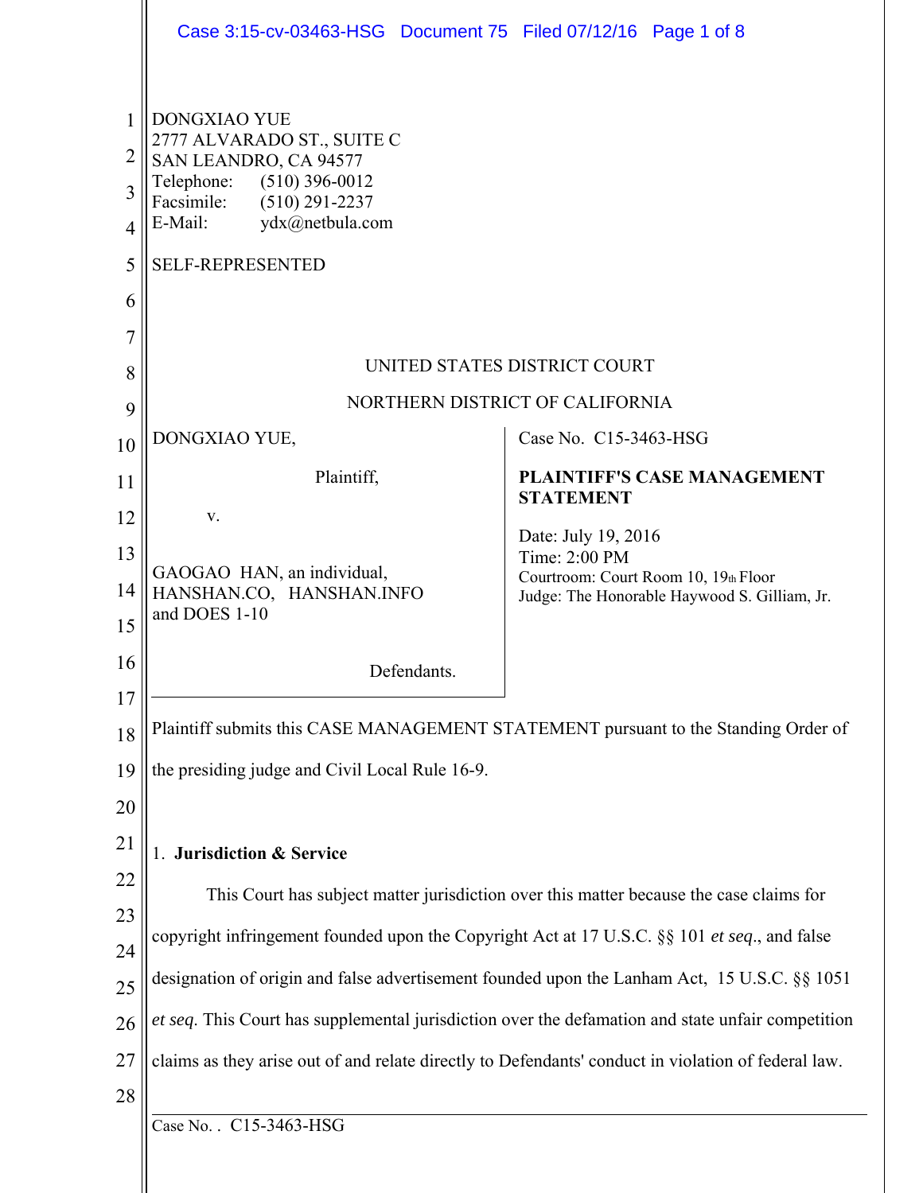DONGXIAO YUE
2777 ALVARADO ST., SUITE C
SAN LEANDRO, CA 94577
Telephone: (510) 396-0012
Facsimile: (510) 291-2237
E-Mail: ydx@netbula.com

SELF-REPRESENTED

UNITED STATES DISTRICT COURT

NORTHERN DISTRICT OF CALIFORNIA

| | |
|---|---|
| DONGXIAO YUE,<br><br>Plaintiff,<br><br>v.<br><br>GAOGAO HAN, an individual, HANSHAN.CO, HANSHAN.INFO and DOES 1-10<br><br>Defendants. | Case No. C15-3463-HSG<br><br>**PLAINTIFF'S CASE MANAGEMENT STATEMENT**<br><br>Date: July 19, 2016<br>Time: 2:00 PM<br>Courtroom: Court Room 10, 19th Floor<br>Judge: The Honorable Haywood S. Gilliam, Jr. |

Plaintiff submits this CASE MANAGEMENT STATEMENT pursuant to the Standing Order of the presiding judge and Civil Local Rule 16-9.

1. **Jurisdiction & Service**

This Court has subject matter jurisdiction over this matter because the case claims for copyright infringement founded upon the Copyright Act at 17 U.S.C. §§ 101 *et seq*., and false designation of origin and false advertisement founded upon the Lanham Act, 15 U.S.C. §§ 1051 *et seq*. This Court has supplemental jurisdiction over the defamation and state unfair competition claims as they arise out of and relate directly to Defendants' conduct in violation of federal law.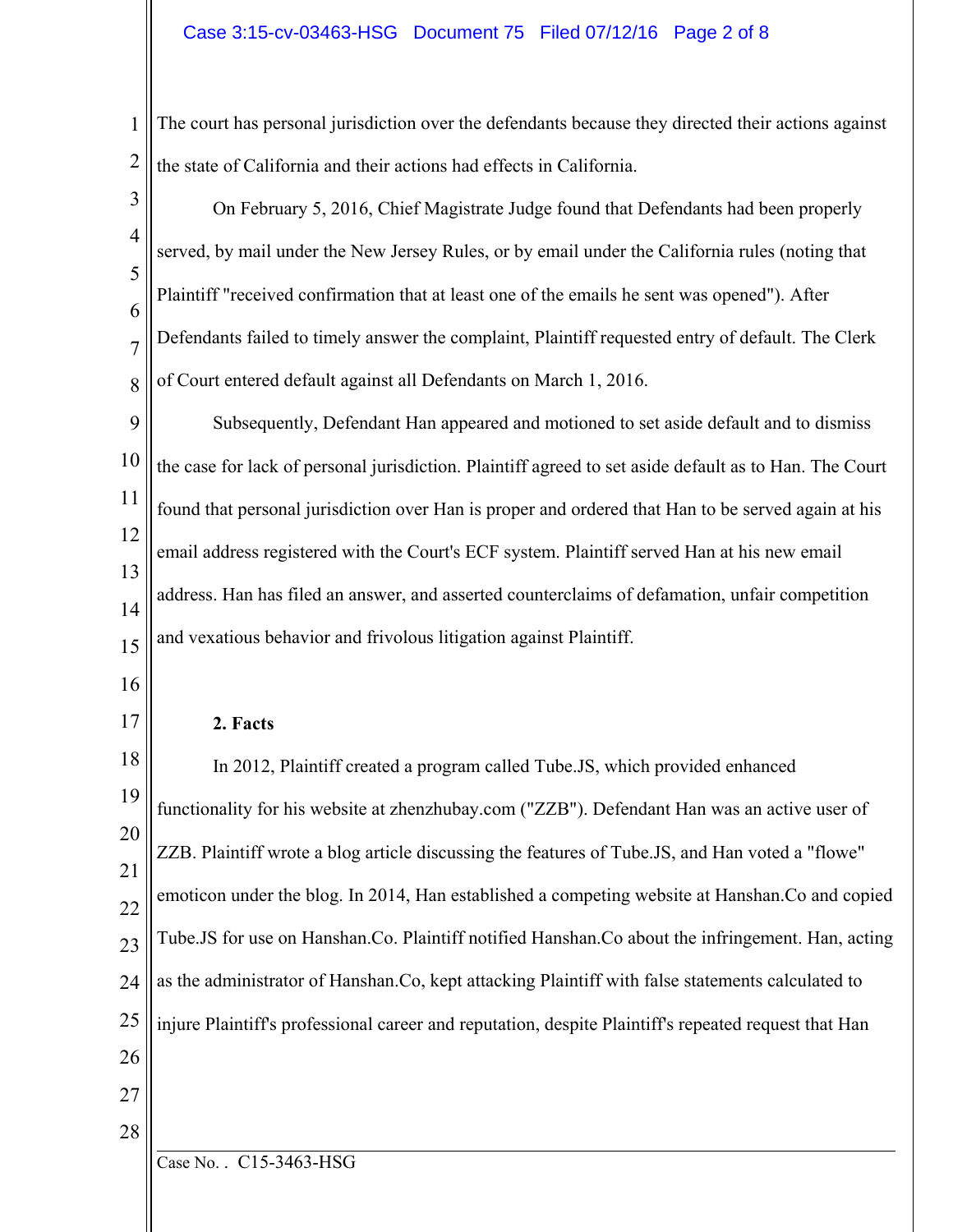The court has personal jurisdiction over the defendants because they directed their actions against the state of California and their actions had effects in California.

On February 5, 2016, Chief Magistrate Judge found that Defendants had been properly served, by mail under the New Jersey Rules, or by email under the California rules (noting that Plaintiff "received confirmation that at least one of the emails he sent was opened"). After Defendants failed to timely answer the complaint, Plaintiff requested entry of default. The Clerk of Court entered default against all Defendants on March 1, 2016.

Subsequently, Defendant Han appeared and motioned to set aside default and to dismiss the case for lack of personal jurisdiction. Plaintiff agreed to set aside default as to Han. The Court found that personal jurisdiction over Han is proper and ordered that Han to be served again at his email address registered with the Court's ECF system. Plaintiff served Han at his new email address. Han has filed an answer, and asserted counterclaims of defamation, unfair competition and vexatious behavior and frivolous litigation against Plaintiff.

**2. Facts**

In 2012, Plaintiff created a program called Tube.JS, which provided enhanced functionality for his website at zhenzhubay.com ("ZZB"). Defendant Han was an active user of ZZB. Plaintiff wrote a blog article discussing the features of Tube.JS, and Han voted a "flowe" emoticon under the blog. In 2014, Han established a competing website at Hanshan.Co and copied Tube.JS for use on Hanshan.Co. Plaintiff notified Hanshan.Co about the infringement. Han, acting as the administrator of Hanshan.Co, kept attacking Plaintiff with false statements calculated to injure Plaintiff's professional career and reputation, despite Plaintiff's repeated request that Han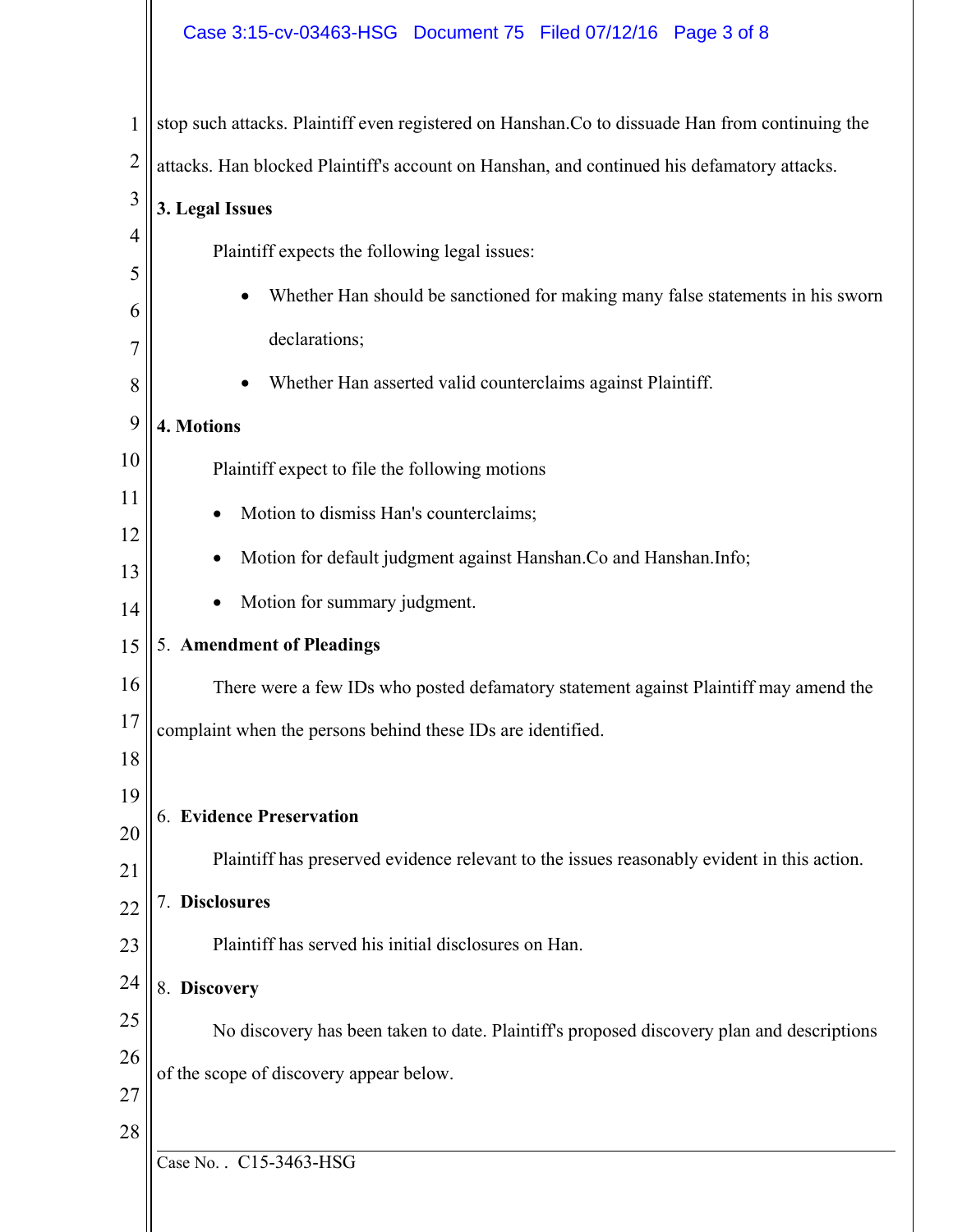stop such attacks. Plaintiff even registered on Hanshan.Co to dissuade Han from continuing the attacks. Han blocked Plaintiff's account on Hanshan, and continued his defamatory attacks.

**3. Legal Issues**

Plaintiff expects the following legal issues:

- Whether Han should be sanctioned for making many false statements in his sworn declarations;
- Whether Han asserted valid counterclaims against Plaintiff.

**4. Motions**

Plaintiff expect to file the following motions

- Motion to dismiss Han's counterclaims;
- Motion for default judgment against Hanshan.Co and Hanshan.Info;
- Motion for summary judgment.

5. **Amendment of Pleadings**

There were a few IDs who posted defamatory statement against Plaintiff may amend the complaint when the persons behind these IDs are identified.

6. **Evidence Preservation**

Plaintiff has preserved evidence relevant to the issues reasonably evident in this action.

7. **Disclosures**

Plaintiff has served his initial disclosures on Han.

8. **Discovery**

No discovery has been taken to date. Plaintiff's proposed discovery plan and descriptions of the scope of discovery appear below.

Case No. . C15-3463-HSG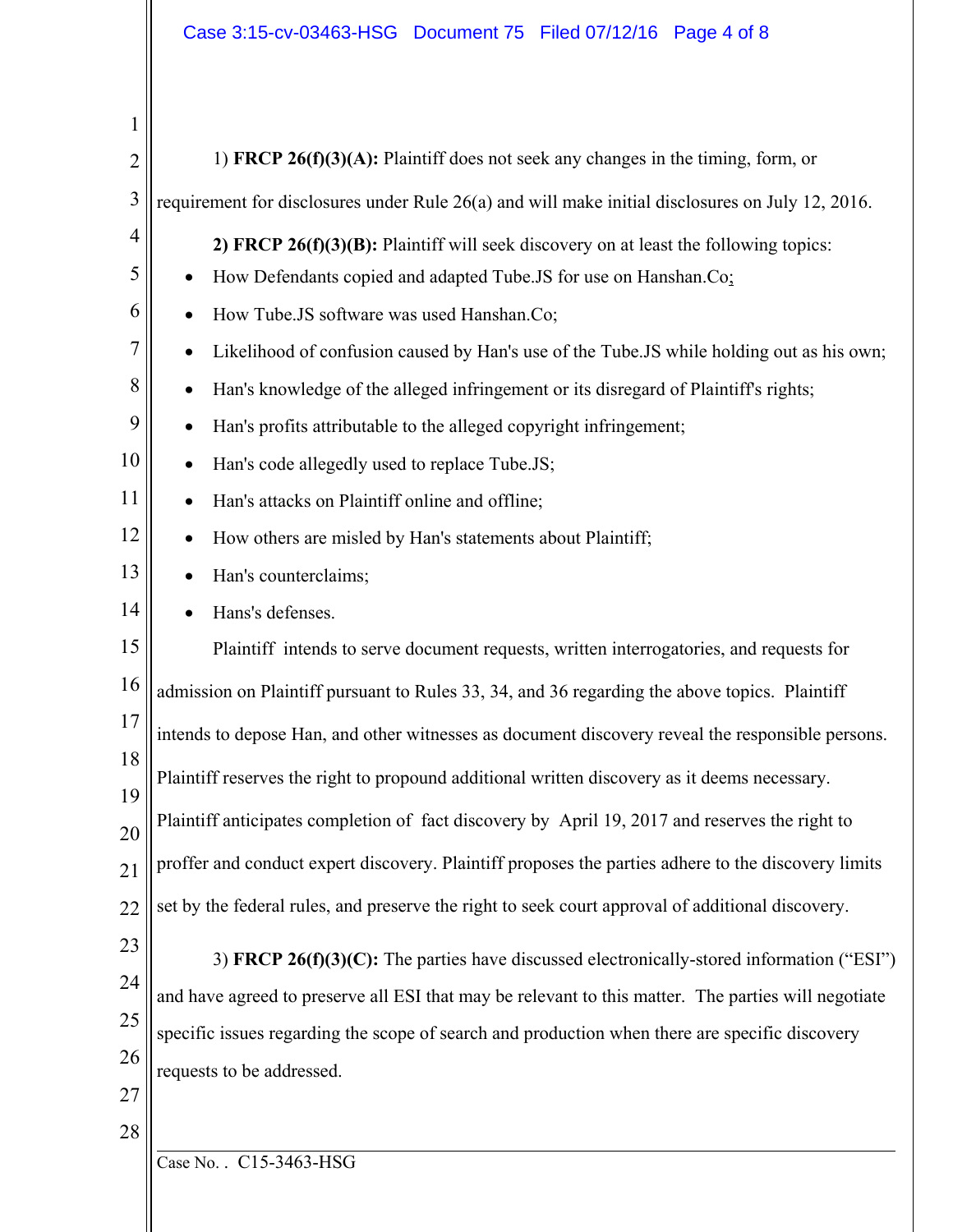1) **FRCP 26(f)(3)(A):** Plaintiff does not seek any changes in the timing, form, or requirement for disclosures under Rule 26(a) and will make initial disclosures on July 12, 2016.

**2) FRCP 26(f)(3)(B):** Plaintiff will seek discovery on at least the following topics:

- How Defendants copied and adapted Tube.JS for use on Hanshan.Co;
- How Tube.JS software was used Hanshan.Co;
- Likelihood of confusion caused by Han's use of the Tube.JS while holding out as his own;
- Han's knowledge of the alleged infringement or its disregard of Plaintiff's rights;
- Han's profits attributable to the alleged copyright infringement;
- Han's code allegedly used to replace Tube.JS;
- Han's attacks on Plaintiff online and offline;
- How others are misled by Han's statements about Plaintiff;
- Han's counterclaims;
- Hans's defenses.

Plaintiff intends to serve document requests, written interrogatories, and requests for admission on Plaintiff pursuant to Rules 33, 34, and 36 regarding the above topics. Plaintiff intends to depose Han, and other witnesses as document discovery reveal the responsible persons. Plaintiff reserves the right to propound additional written discovery as it deems necessary. Plaintiff anticipates completion of fact discovery by April 19, 2017 and reserves the right to proffer and conduct expert discovery. Plaintiff proposes the parties adhere to the discovery limits set by the federal rules, and preserve the right to seek court approval of additional discovery.

3) **FRCP 26(f)(3)(C):** The parties have discussed electronically-stored information ("ESI") and have agreed to preserve all ESI that may be relevant to this matter. The parties will negotiate specific issues regarding the scope of search and production when there are specific discovery requests to be addressed.

Case No. . C15-3463-HSG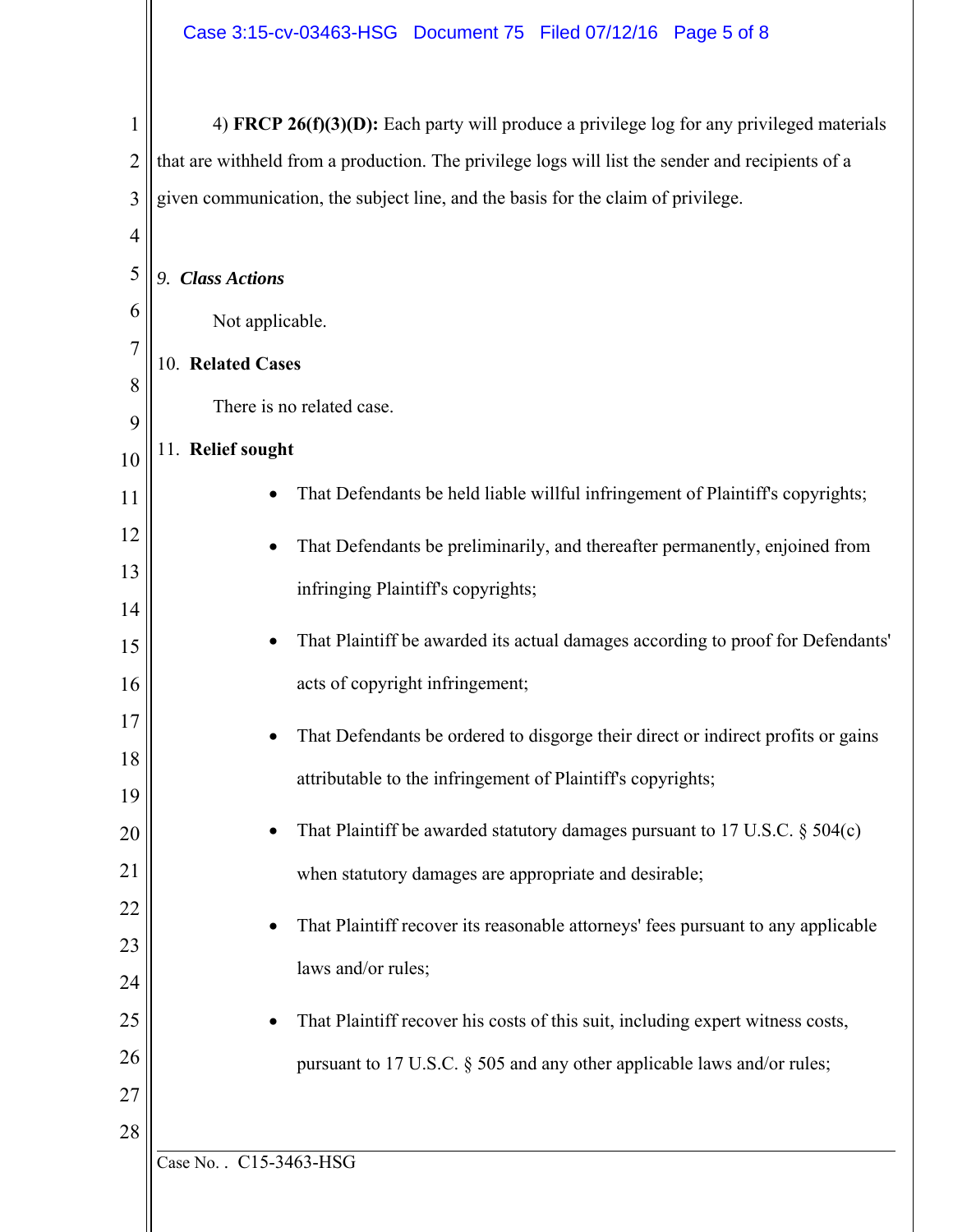4) **FRCP 26(f)(3)(D):** Each party will produce a privilege log for any privileged materials that are withheld from a production. The privilege logs will list the sender and recipients of a given communication, the subject line, and the basis for the claim of privilege.

## 9. *Class Actions*

Not applicable.

## 10. **Related Cases**

There is no related case.

## 11. **Relief sought**

- That Defendants be held liable willful infringement of Plaintiff's copyrights;
- That Defendants be preliminarily, and thereafter permanently, enjoined from infringing Plaintiff's copyrights;
- That Plaintiff be awarded its actual damages according to proof for Defendants' acts of copyright infringement;
- That Defendants be ordered to disgorge their direct or indirect profits or gains attributable to the infringement of Plaintiff's copyrights;
- That Plaintiff be awarded statutory damages pursuant to 17 U.S.C. § 504(c) when statutory damages are appropriate and desirable;
- That Plaintiff recover its reasonable attorneys' fees pursuant to any applicable laws and/or rules;
- That Plaintiff recover his costs of this suit, including expert witness costs, pursuant to 17 U.S.C. § 505 and any other applicable laws and/or rules;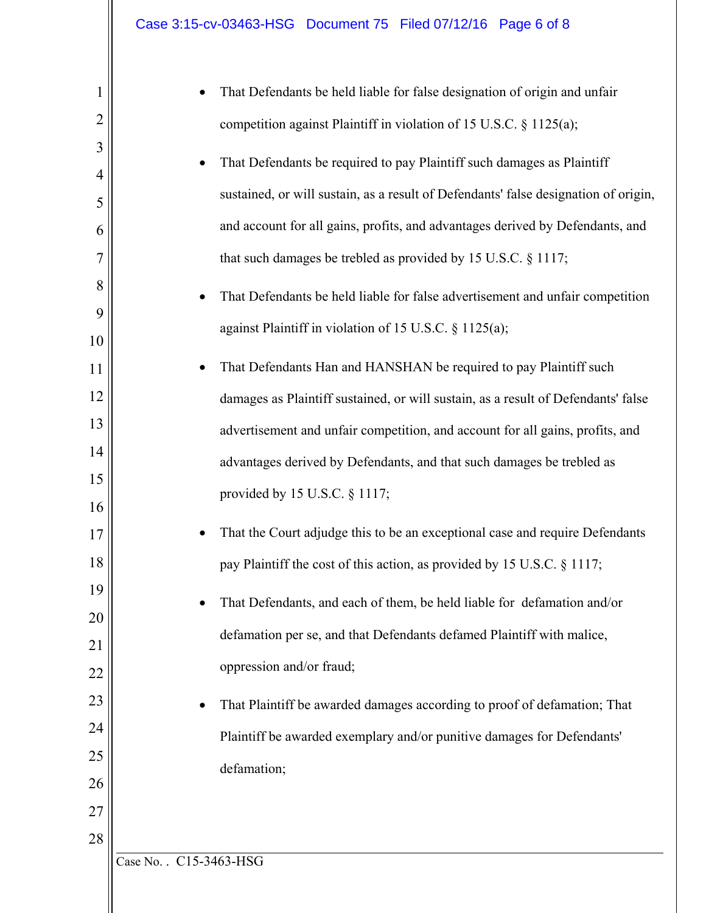- That Defendants be held liable for false designation of origin and unfair competition against Plaintiff in violation of 15 U.S.C. § 1125(a);
- That Defendants be required to pay Plaintiff such damages as Plaintiff sustained, or will sustain, as a result of Defendants' false designation of origin, and account for all gains, profits, and advantages derived by Defendants, and that such damages be trebled as provided by 15 U.S.C. § 1117;
- That Defendants be held liable for false advertisement and unfair competition against Plaintiff in violation of 15 U.S.C. § 1125(a);
- That Defendants Han and HANSHAN be required to pay Plaintiff such damages as Plaintiff sustained, or will sustain, as a result of Defendants' false advertisement and unfair competition, and account for all gains, profits, and advantages derived by Defendants, and that such damages be trebled as provided by 15 U.S.C. § 1117;
- That the Court adjudge this to be an exceptional case and require Defendants pay Plaintiff the cost of this action, as provided by 15 U.S.C. § 1117;
- That Defendants, and each of them, be held liable for defamation and/or defamation per se, and that Defendants defamed Plaintiff with malice, oppression and/or fraud;
- That Plaintiff be awarded damages according to proof of defamation; That Plaintiff be awarded exemplary and/or punitive damages for Defendants' defamation;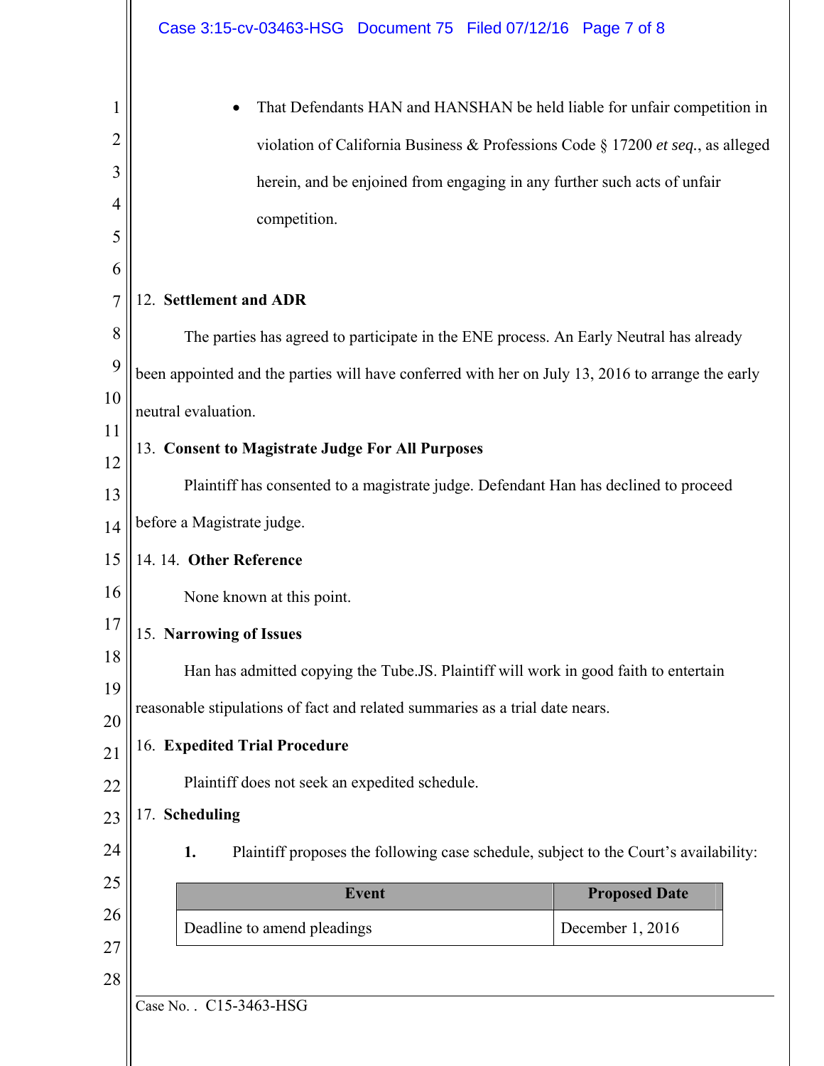- That Defendants HAN and HANSHAN be held liable for unfair competition in violation of California Business & Professions Code § 17200 *et seq.*, as alleged herein, and be enjoined from engaging in any further such acts of unfair competition.

12. **Settlement and ADR**

The parties has agreed to participate in the ENE process. An Early Neutral has already been appointed and the parties will have conferred with her on July 13, 2016 to arrange the early neutral evaluation.

13. **Consent to Magistrate Judge For All Purposes**

Plaintiff has consented to a magistrate judge. Defendant Han has declined to proceed before a Magistrate judge.

14. 14. **Other Reference**

None known at this point.

15. **Narrowing of Issues**

Han has admitted copying the Tube.JS. Plaintiff will work in good faith to entertain reasonable stipulations of fact and related summaries as a trial date nears.

16. **Expedited Trial Procedure**

Plaintiff does not seek an expedited schedule.

17. **Scheduling**

**1.** Plaintiff proposes the following case schedule, subject to the Court's availability:

| Event | Proposed Date |
|---|---|
| Deadline to amend pleadings | December 1, 2016 |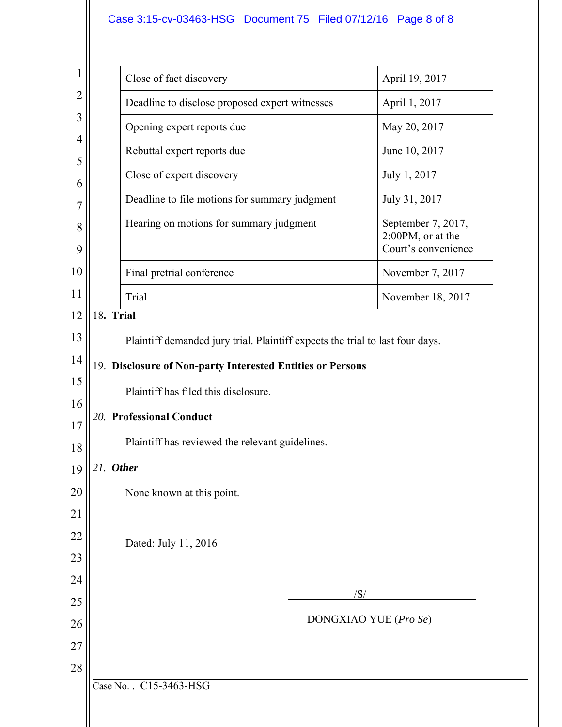| | |
|---|---|
| Close of fact discovery | April 19, 2017 |
| Deadline to disclose proposed expert witnesses | April 1, 2017 |
| Opening expert reports due | May 20, 2017 |
| Rebuttal expert reports due | June 10, 2017 |
| Close of expert discovery | July 1, 2017 |
| Deadline to file motions for summary judgment | July 31, 2017 |
| Hearing on motions for summary judgment | September 7, 2017, 2:00PM, or at the Court's convenience |
| Final pretrial conference | November 7, 2017 |
| Trial | November 18, 2017 |

18. **Trial**

Plaintiff demanded jury trial. Plaintiff expects the trial to last four days.

19. **Disclosure of Non-party Interested Entities or Persons**

Plaintiff has filed this disclosure.

*20.* **Professional Conduct**

Plaintiff has reviewed the relevant guidelines.

*21.* ***Other***

None known at this point.

Dated: July 11, 2016

/S/

DONGXIAO YUE (*Pro Se*)

Case No. . C15-3463-HSG